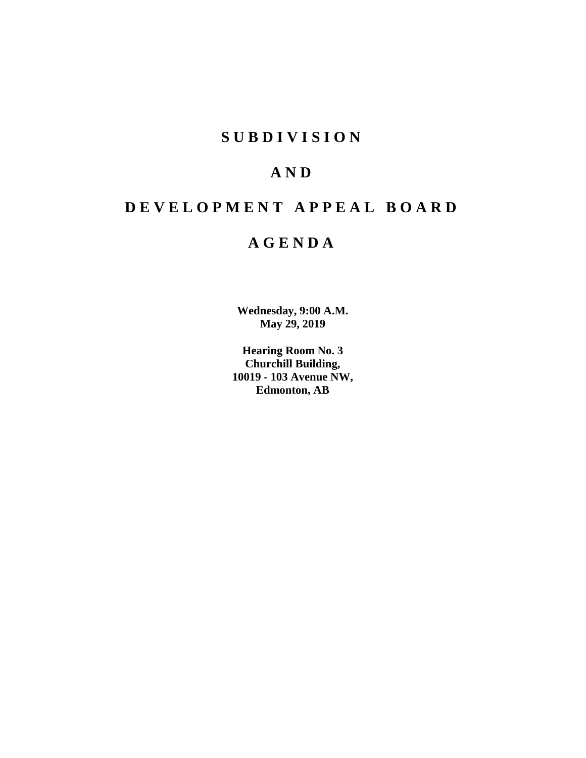# S U B D I V I S I O N

# A N D

# D E V E L O P M E N T   A P P E A L   B O A R D

# A G E N D A

**Wednesday, 9:00 A.M.**
**May 29, 2019**

**Hearing Room No. 3**
**Churchill Building,**
**10019 - 103 Avenue NW,**
**Edmonton, AB**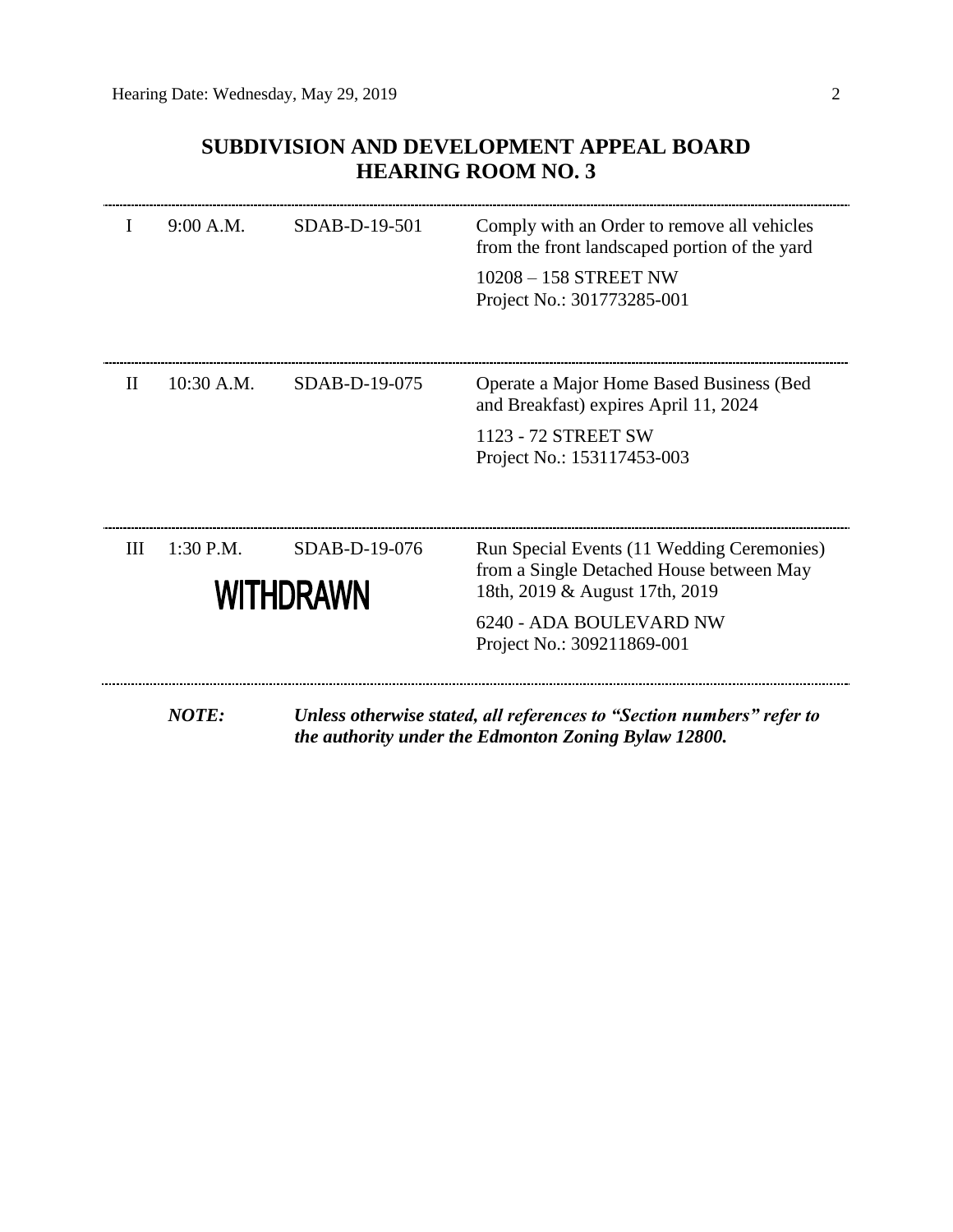## SUBDIVISION AND DEVELOPMENT APPEAL BOARD
## HEARING ROOM NO. 3

| | | | |
|---|---|---|---|
| I | 9:00 A.M. | SDAB-D-19-501 | Comply with an Order to remove all vehicles from the front landscaped portion of the yard<br><br>10208 – 158 STREET NW<br>Project No.: 301773285-001 |
| II | 10:30 A.M. | SDAB-D-19-075 | Operate a Major Home Based Business (Bed and Breakfast) expires April 11, 2024<br><br>1123 - 72 STREET SW<br>Project No.: 153117453-003 |
| III | 1:30 P.M. | SDAB-D-19-076<br><br>**WITHDRAWN** | Run Special Events (11 Wedding Ceremonies) from a Single Detached House between May 18th, 2019 & August 17th, 2019<br><br>6240 - ADA BOULEVARD NW<br>Project No.: 309211869-001 |

***NOTE:*** ***Unless otherwise stated, all references to "Section numbers" refer to the authority under the Edmonton Zoning Bylaw 12800.***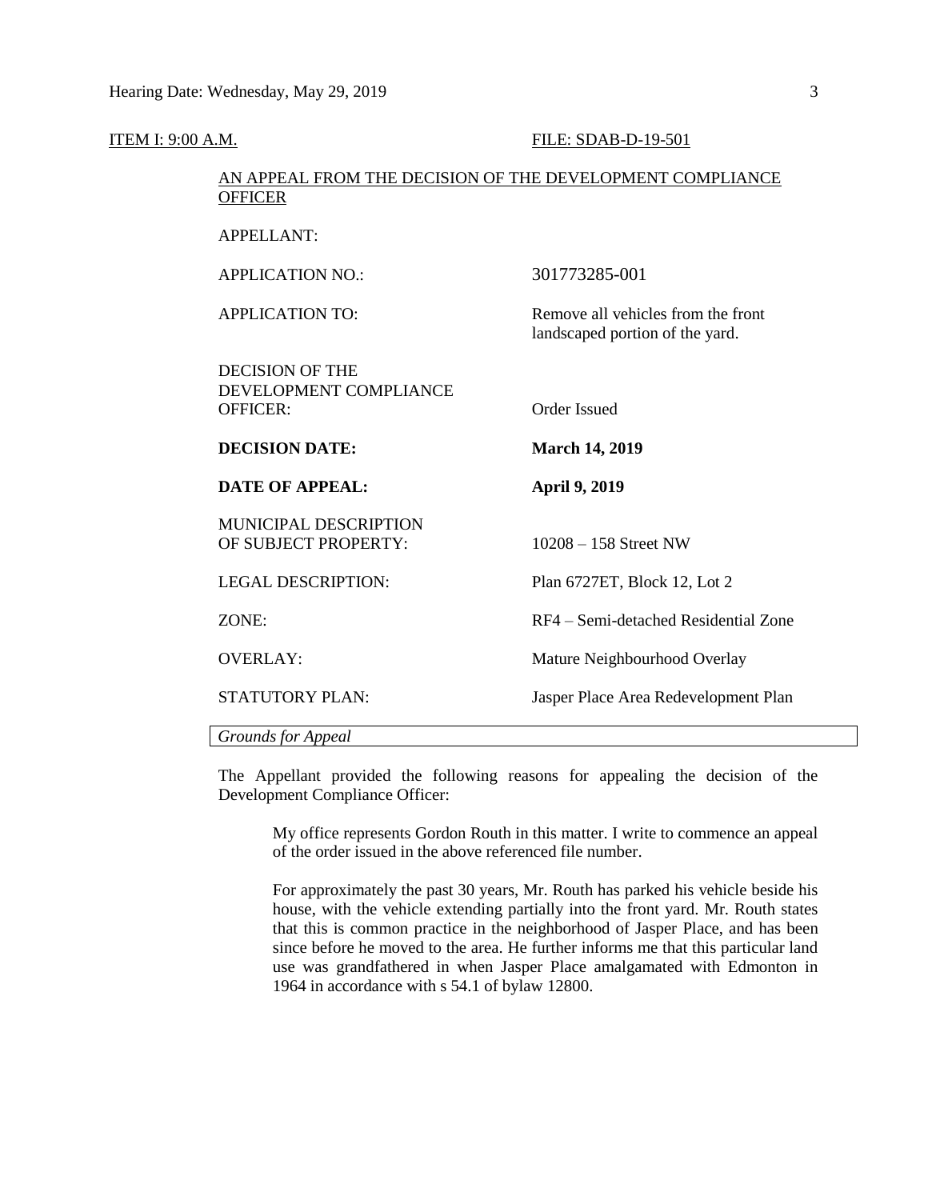ITEM I: 9:00 A.M. FILE: SDAB-D-19-501

AN APPEAL FROM THE DECISION OF THE DEVELOPMENT COMPLIANCE OFFICER

| | |
|---|---|
| APPELLANT: | |
| APPLICATION NO.: | 301773285-001 |
| APPLICATION TO: | Remove all vehicles from the front landscaped portion of the yard. |
| DECISION OF THE DEVELOPMENT COMPLIANCE OFFICER: | Order Issued |
| **DECISION DATE:** | **March 14, 2019** |
| **DATE OF APPEAL:** | **April 9, 2019** |
| MUNICIPAL DESCRIPTION OF SUBJECT PROPERTY: | 10208 – 158 Street NW |
| LEGAL DESCRIPTION: | Plan 6727ET, Block 12, Lot 2 |
| ZONE: | RF4 – Semi-detached Residential Zone |
| OVERLAY: | Mature Neighbourhood Overlay |
| STATUTORY PLAN: | Jasper Place Area Redevelopment Plan |

*Grounds for Appeal*

The Appellant provided the following reasons for appealing the decision of the Development Compliance Officer:

> My office represents Gordon Routh in this matter. I write to commence an appeal of the order issued in the above referenced file number.
>
> For approximately the past 30 years, Mr. Routh has parked his vehicle beside his house, with the vehicle extending partially into the front yard. Mr. Routh states that this is common practice in the neighborhood of Jasper Place, and has been since before he moved to the area. He further informs me that this particular land use was grandfathered in when Jasper Place amalgamated with Edmonton in 1964 in accordance with s 54.1 of bylaw 12800.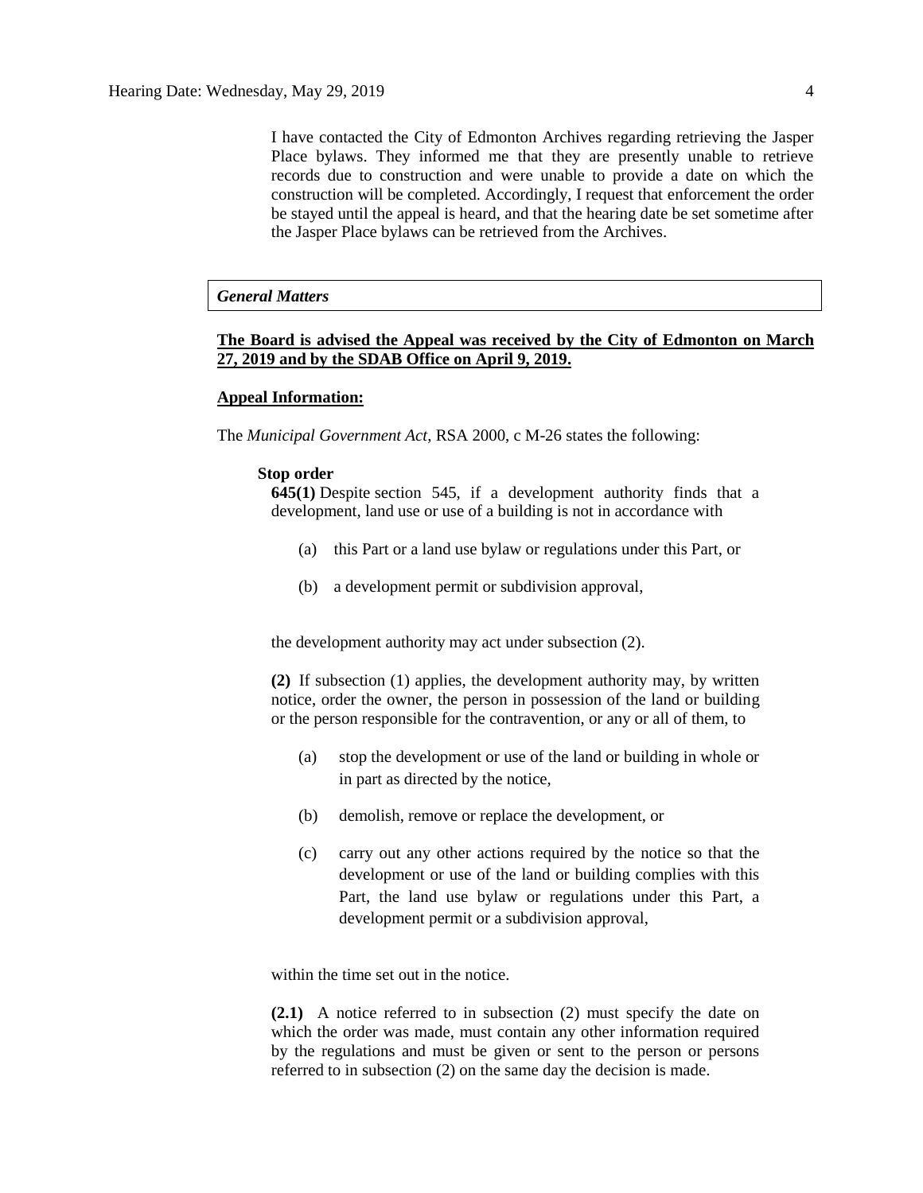I have contacted the City of Edmonton Archives regarding retrieving the Jasper Place bylaws. They informed me that they are presently unable to retrieve records due to construction and were unable to provide a date on which the construction will be completed. Accordingly, I request that enforcement the order be stayed until the appeal is heard, and that the hearing date be set sometime after the Jasper Place bylaws can be retrieved from the Archives.

***General Matters***

**The Board is advised the Appeal was received by the City of Edmonton on March 27, 2019 and by the SDAB Office on April 9, 2019.**

**Appeal Information:**

The *Municipal Government Act*, RSA 2000, c M-26 states the following:

**Stop order**

**645(1)** Despite section 545, if a development authority finds that a development, land use or use of a building is not in accordance with

(a) this Part or a land use bylaw or regulations under this Part, or

(b) a development permit or subdivision approval,

the development authority may act under subsection (2).

**(2)** If subsection (1) applies, the development authority may, by written notice, order the owner, the person in possession of the land or building or the person responsible for the contravention, or any or all of them, to

(a) stop the development or use of the land or building in whole or in part as directed by the notice,

(b) demolish, remove or replace the development, or

(c) carry out any other actions required by the notice so that the development or use of the land or building complies with this Part, the land use bylaw or regulations under this Part, a development permit or a subdivision approval,

within the time set out in the notice.

**(2.1)** A notice referred to in subsection (2) must specify the date on which the order was made, must contain any other information required by the regulations and must be given or sent to the person or persons referred to in subsection (2) on the same day the decision is made.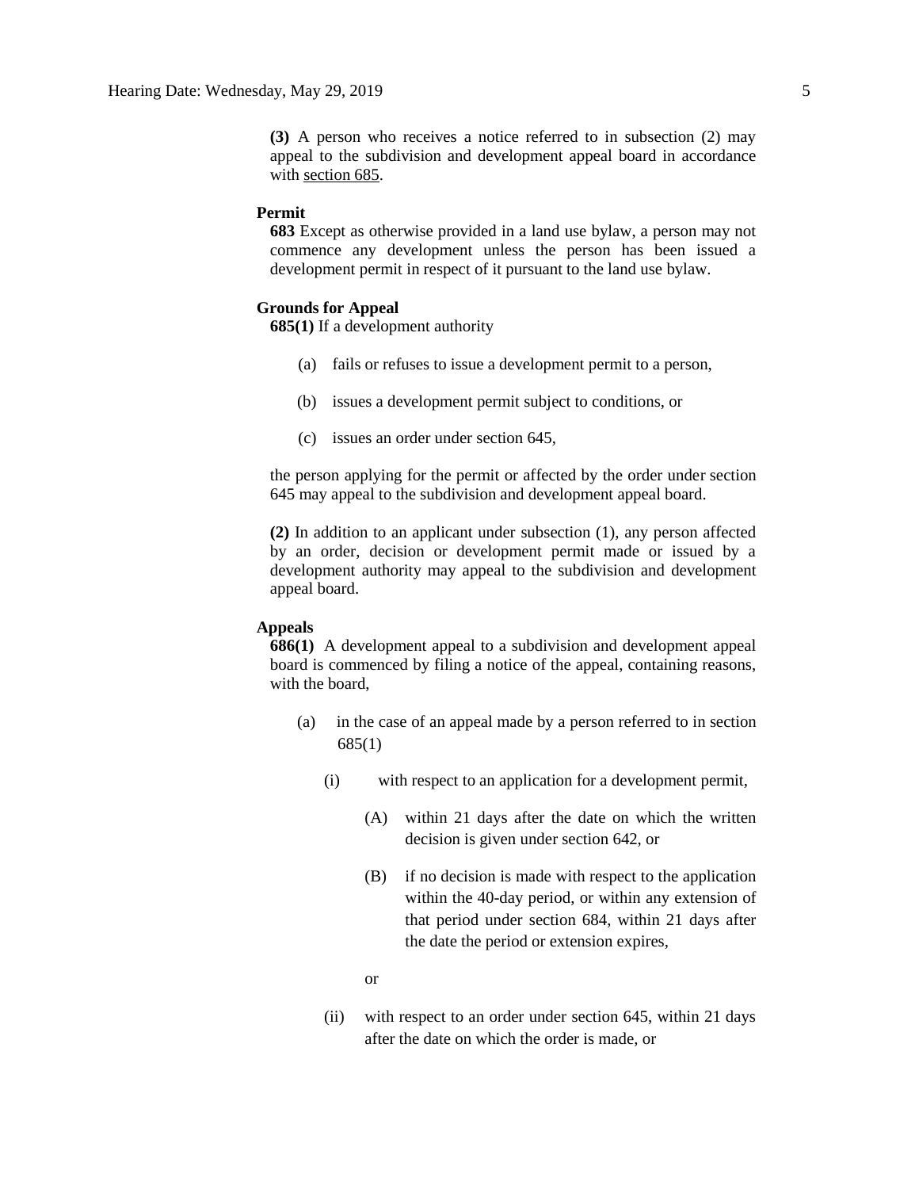**(3)** A person who receives a notice referred to in subsection (2) may appeal to the subdivision and development appeal board in accordance with section 685.

**Permit**

**683** Except as otherwise provided in a land use bylaw, a person may not commence any development unless the person has been issued a development permit in respect of it pursuant to the land use bylaw.

**Grounds for Appeal**

**685(1)** If a development authority

(a) fails or refuses to issue a development permit to a person,

(b) issues a development permit subject to conditions, or

(c) issues an order under section 645,

the person applying for the permit or affected by the order under section 645 may appeal to the subdivision and development appeal board.

**(2)** In addition to an applicant under subsection (1), any person affected by an order, decision or development permit made or issued by a development authority may appeal to the subdivision and development appeal board.

**Appeals**

**686(1)** A development appeal to a subdivision and development appeal board is commenced by filing a notice of the appeal, containing reasons, with the board,

(a) in the case of an appeal made by a person referred to in section 685(1)

(i) with respect to an application for a development permit,

(A) within 21 days after the date on which the written decision is given under section 642, or

(B) if no decision is made with respect to the application within the 40-day period, or within any extension of that period under section 684, within 21 days after the date the period or extension expires,

or

(ii) with respect to an order under section 645, within 21 days after the date on which the order is made, or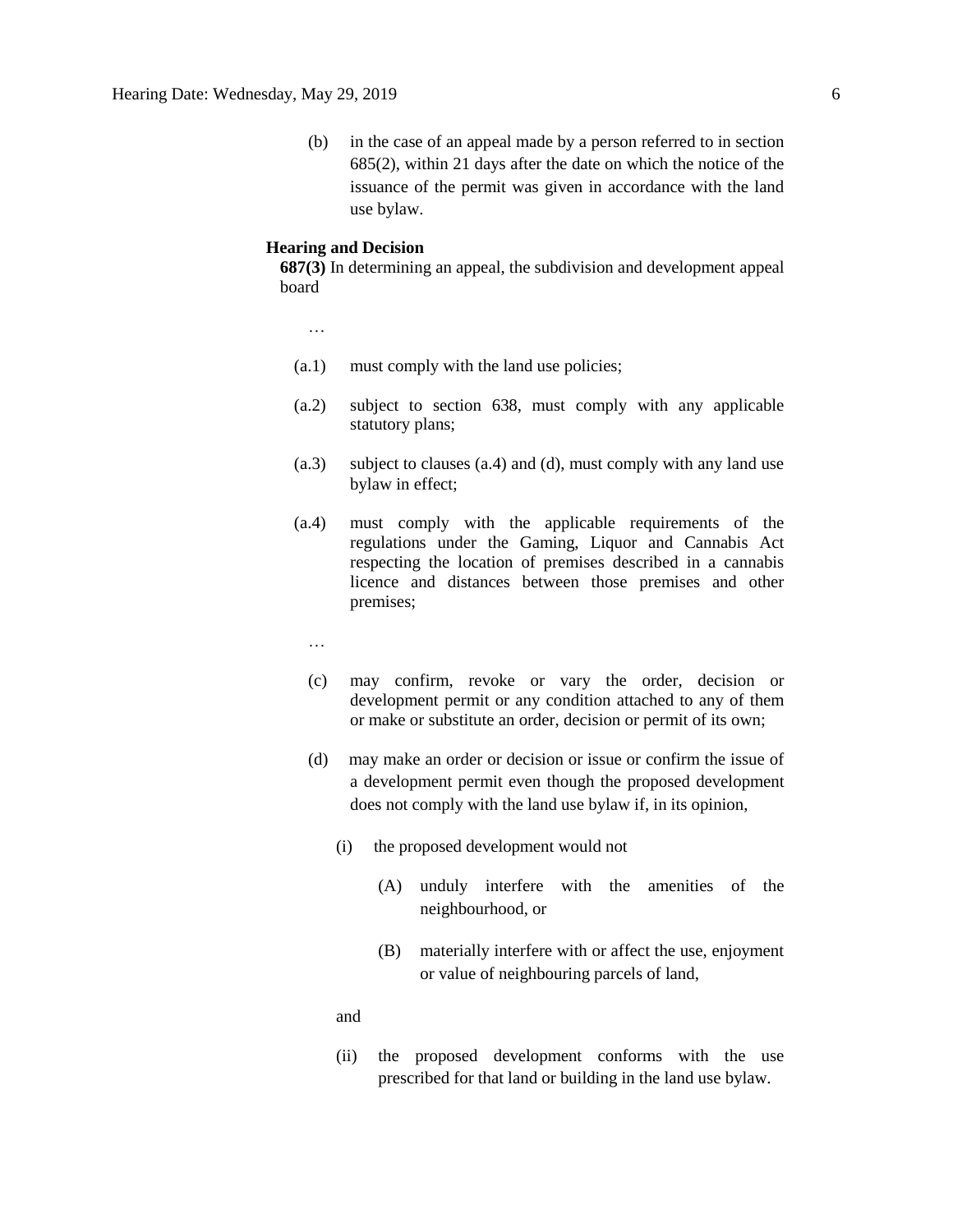(b) in the case of an appeal made by a person referred to in section 685(2), within 21 days after the date on which the notice of the issuance of the permit was given in accordance with the land use bylaw.

**Hearing and Decision**

**687(3)** In determining an appeal, the subdivision and development appeal board

…

(a.1) must comply with the land use policies;

(a.2) subject to section 638, must comply with any applicable statutory plans;

(a.3) subject to clauses (a.4) and (d), must comply with any land use bylaw in effect;

(a.4) must comply with the applicable requirements of the regulations under the Gaming, Liquor and Cannabis Act respecting the location of premises described in a cannabis licence and distances between those premises and other premises;

…

(c) may confirm, revoke or vary the order, decision or development permit or any condition attached to any of them or make or substitute an order, decision or permit of its own;

(d) may make an order or decision or issue or confirm the issue of a development permit even though the proposed development does not comply with the land use bylaw if, in its opinion,

(i) the proposed development would not

(A) unduly interfere with the amenities of the neighbourhood, or

(B) materially interfere with or affect the use, enjoyment or value of neighbouring parcels of land,

and

(ii) the proposed development conforms with the use prescribed for that land or building in the land use bylaw.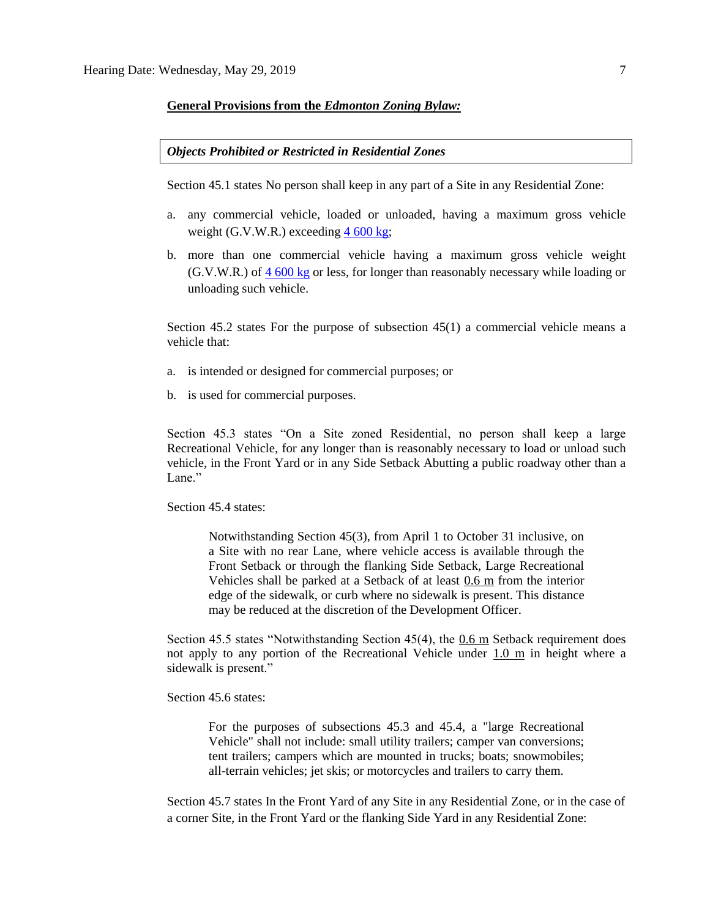**General Provisions from the *Edmonton Zoning Bylaw:***

***Objects Prohibited or Restricted in Residential Zones***

Section 45.1 states No person shall keep in any part of a Site in any Residential Zone:

a. any commercial vehicle, loaded or unloaded, having a maximum gross vehicle weight (G.V.W.R.) exceeding 4 600 kg;

b. more than one commercial vehicle having a maximum gross vehicle weight (G.V.W.R.) of 4 600 kg or less, for longer than reasonably necessary while loading or unloading such vehicle.

Section 45.2 states For the purpose of subsection 45(1) a commercial vehicle means a vehicle that:

a. is intended or designed for commercial purposes; or

b. is used for commercial purposes.

Section 45.3 states "On a Site zoned Residential, no person shall keep a large Recreational Vehicle, for any longer than is reasonably necessary to load or unload such vehicle, in the Front Yard or in any Side Setback Abutting a public roadway other than a Lane."

Section 45.4 states:

> Notwithstanding Section 45(3), from April 1 to October 31 inclusive, on a Site with no rear Lane, where vehicle access is available through the Front Setback or through the flanking Side Setback, Large Recreational Vehicles shall be parked at a Setback of at least 0.6 m from the interior edge of the sidewalk, or curb where no sidewalk is present. This distance may be reduced at the discretion of the Development Officer.

Section 45.5 states "Notwithstanding Section 45(4), the 0.6 m Setback requirement does not apply to any portion of the Recreational Vehicle under 1.0 m in height where a sidewalk is present."

Section 45.6 states:

> For the purposes of subsections 45.3 and 45.4, a "large Recreational Vehicle" shall not include: small utility trailers; camper van conversions; tent trailers; campers which are mounted in trucks; boats; snowmobiles; all-terrain vehicles; jet skis; or motorcycles and trailers to carry them.

Section 45.7 states In the Front Yard of any Site in any Residential Zone, or in the case of a corner Site, in the Front Yard or the flanking Side Yard in any Residential Zone: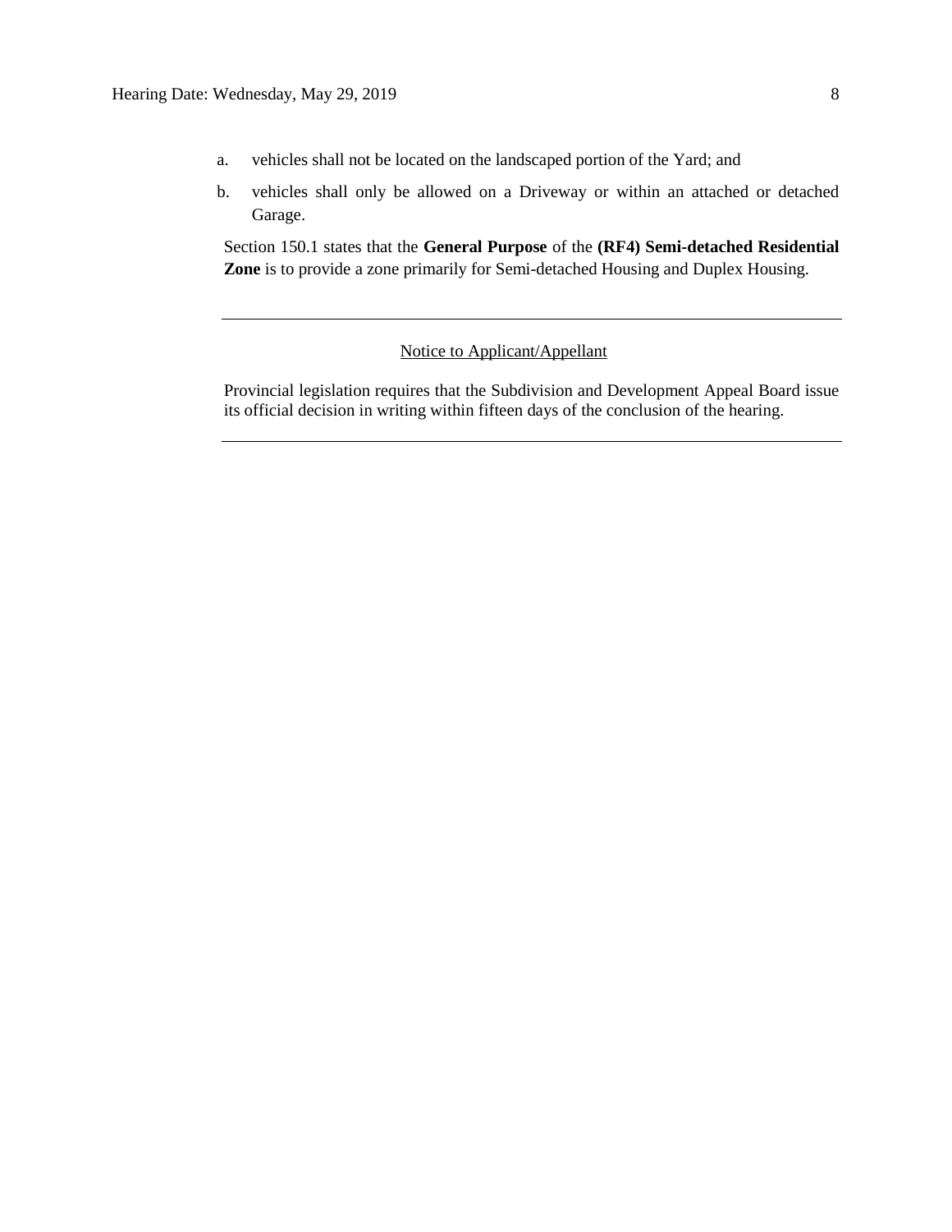a. vehicles shall not be located on the landscaped portion of the Yard; and

b. vehicles shall only be allowed on a Driveway or within an attached or detached Garage.

Section 150.1 states that the **General Purpose** of the **(RF4) Semi-detached Residential Zone** is to provide a zone primarily for Semi-detached Housing and Duplex Housing.

---

Notice to Applicant/Appellant

Provincial legislation requires that the Subdivision and Development Appeal Board issue its official decision in writing within fifteen days of the conclusion of the hearing.

---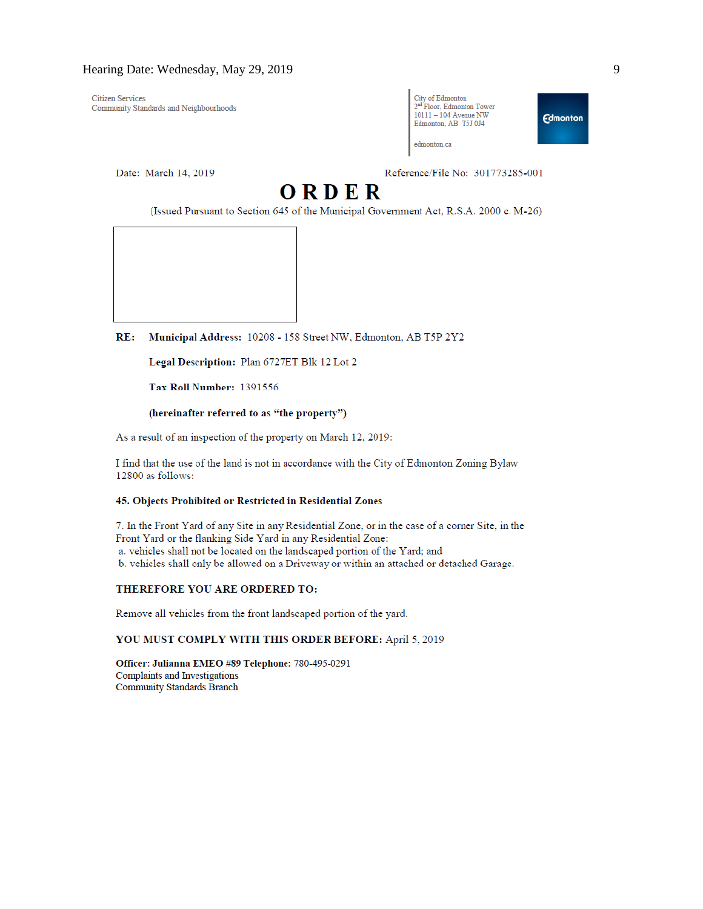Citizen Services
Community Standards and Neighbourhoods

City of Edmonton
2nd Floor, Edmonton Tower
10111 – 104 Avenue NW
Edmonton, AB T5J 0J4

edmonton.ca

Date: March 14, 2019 Reference/File No: 301773285-001

# ORDER

(Issued Pursuant to Section 645 of the Municipal Government Act, R.S.A. 2000 c. M-26)

**RE:** **Municipal Address:** 10208 - 158 Street NW, Edmonton, AB T5P 2Y2

**Legal Description:** Plan 6727ET Blk 12 Lot 2

**Tax Roll Number:** 1391556

**(hereinafter referred to as "the property")**

As a result of an inspection of the property on March 12, 2019:

I find that the use of the land is not in accordance with the City of Edmonton Zoning Bylaw 12800 as follows:

**45. Objects Prohibited or Restricted in Residential Zones**

7. In the Front Yard of any Site in any Residential Zone, or in the case of a corner Site, in the Front Yard or the flanking Side Yard in any Residential Zone:
a. vehicles shall not be located on the landscaped portion of the Yard; and
b. vehicles shall only be allowed on a Driveway or within an attached or detached Garage.

**THEREFORE YOU ARE ORDERED TO:**

Remove all vehicles from the front landscaped portion of the yard.

**YOU MUST COMPLY WITH THIS ORDER BEFORE:** April 5, 2019

**Officer: Julianna EMEO #89 Telephone:** 780-495-0291
Complaints and Investigations
Community Standards Branch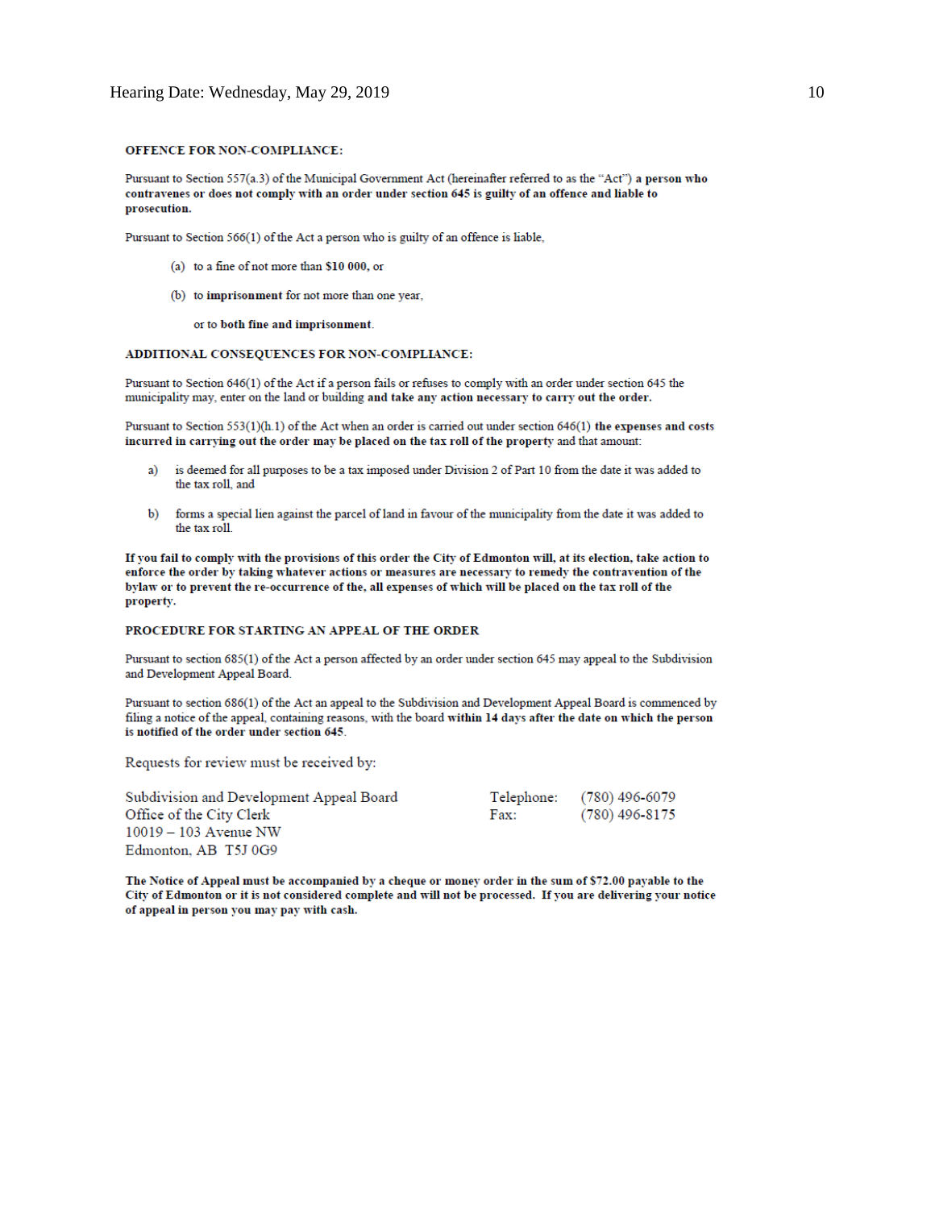**OFFENCE FOR NON-COMPLIANCE:**

Pursuant to Section 557(a.3) of the Municipal Government Act (hereinafter referred to as the "Act") **a person who contravenes or does not comply with an order under section 645 is guilty of an offence and liable to prosecution.**

Pursuant to Section 566(1) of the Act a person who is guilty of an offence is liable,

(a) to a fine of not more than **$10 000**, or

(b) to **imprisonment** for not more than one year,

or to **both fine and imprisonment**.

**ADDITIONAL CONSEQUENCES FOR NON-COMPLIANCE:**

Pursuant to Section 646(1) of the Act if a person fails or refuses to comply with an order under section 645 the municipality may, enter on the land or building **and take any action necessary to carry out the order.**

Pursuant to Section 553(1)(h.1) of the Act when an order is carried out under section 646(1) **the expenses and costs incurred in carrying out the order may be placed on the tax roll of the property** and that amount:

a) is deemed for all purposes to be a tax imposed under Division 2 of Part 10 from the date it was added to the tax roll, and

b) forms a special lien against the parcel of land in favour of the municipality from the date it was added to the tax roll.

**If you fail to comply with the provisions of this order the City of Edmonton will, at its election, take action to enforce the order by taking whatever actions or measures are necessary to remedy the contravention of the bylaw or to prevent the re-occurrence of the, all expenses of which will be placed on the tax roll of the property.**

**PROCEDURE FOR STARTING AN APPEAL OF THE ORDER**

Pursuant to section 685(1) of the Act a person affected by an order under section 645 may appeal to the Subdivision and Development Appeal Board.

Pursuant to section 686(1) of the Act an appeal to the Subdivision and Development Appeal Board is commenced by filing a notice of the appeal, containing reasons, with the board **within 14 days after the date on which the person is notified of the order under section 645**.

Requests for review must be received by:

Subdivision and Development Appeal Board
Office of the City Clerk
10019 – 103 Avenue NW
Edmonton, AB T5J 0G9

Telephone: (780) 496-6079
Fax: (780) 496-8175

**The Notice of Appeal must be accompanied by a cheque or money order in the sum of $72.00 payable to the City of Edmonton or it is not considered complete and will not be processed. If you are delivering your notice of appeal in person you may pay with cash.**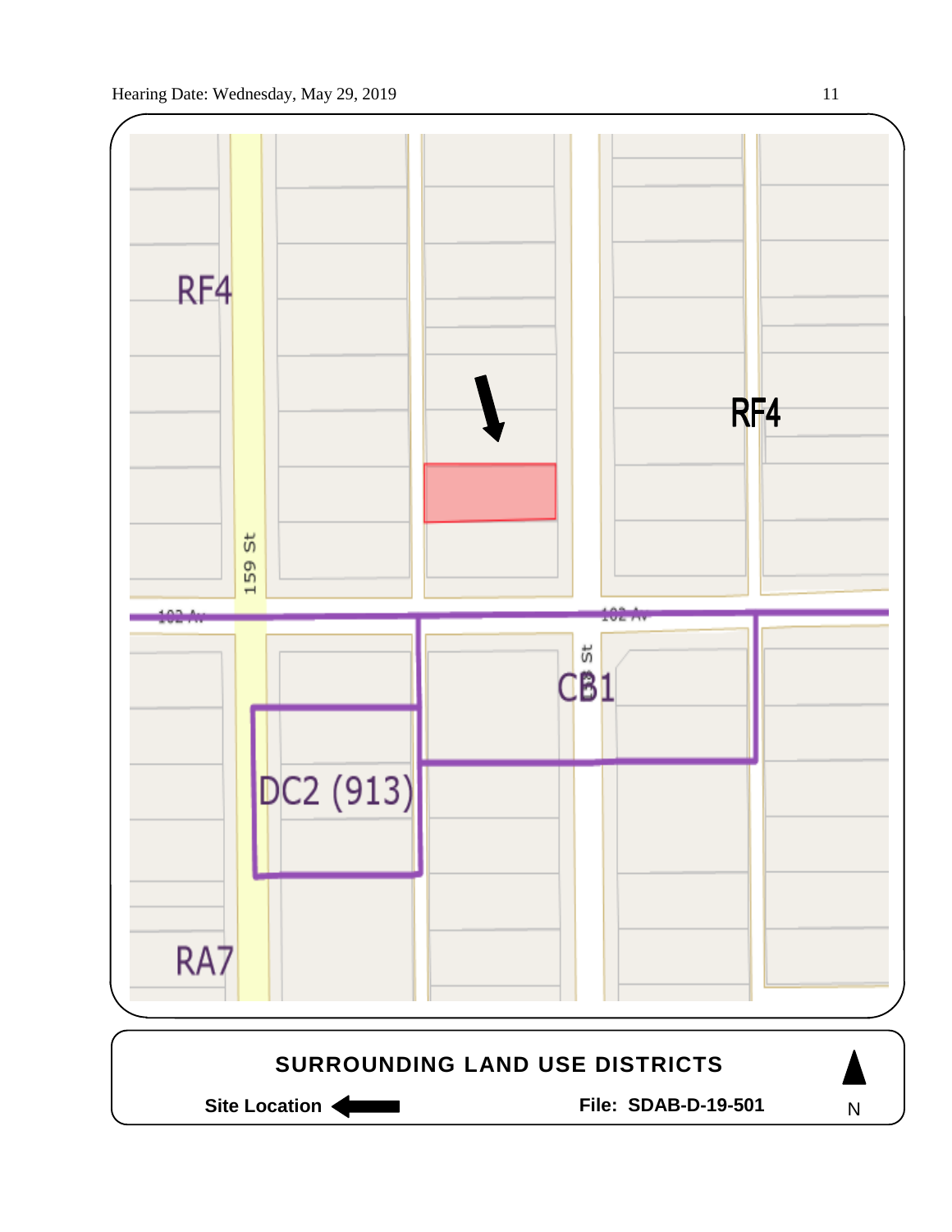RF4

159 St

RF4

102 Av

102 Av

CB1

DC2 (913)

RA7

**SURROUNDING LAND USE DISTRICTS**

**Site Location** ←

**File: SDAB-D-19-501**

N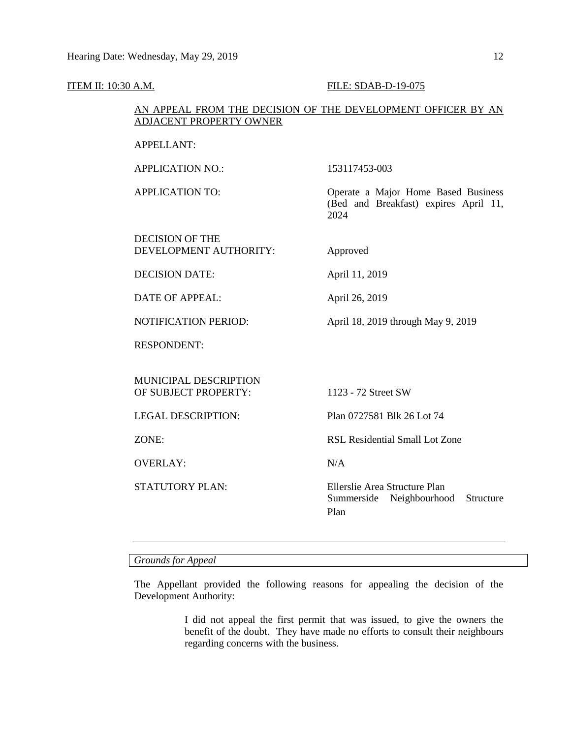ITEM II: 10:30 A.M. FILE: SDAB-D-19-075

AN APPEAL FROM THE DECISION OF THE DEVELOPMENT OFFICER BY AN ADJACENT PROPERTY OWNER

| | |
|---|---|
| APPELLANT: | |
| APPLICATION NO.: | 153117453-003 |
| APPLICATION TO: | Operate a Major Home Based Business (Bed and Breakfast) expires April 11, 2024 |
| DECISION OF THE DEVELOPMENT AUTHORITY: | Approved |
| DECISION DATE: | April 11, 2019 |
| DATE OF APPEAL: | April 26, 2019 |
| NOTIFICATION PERIOD: | April 18, 2019 through May 9, 2019 |
| RESPONDENT: | |
| MUNICIPAL DESCRIPTION OF SUBJECT PROPERTY: | 1123 - 72 Street SW |
| LEGAL DESCRIPTION: | Plan 0727581 Blk 26 Lot 74 |
| ZONE: | RSL Residential Small Lot Zone |
| OVERLAY: | N/A |
| STATUTORY PLAN: | Ellerslie Area Structure Plan<br>Summerside Neighbourhood Structure Plan |

---

*Grounds for Appeal*

The Appellant provided the following reasons for appealing the decision of the Development Authority:

> I did not appeal the first permit that was issued, to give the owners the benefit of the doubt. They have made no efforts to consult their neighbours regarding concerns with the business.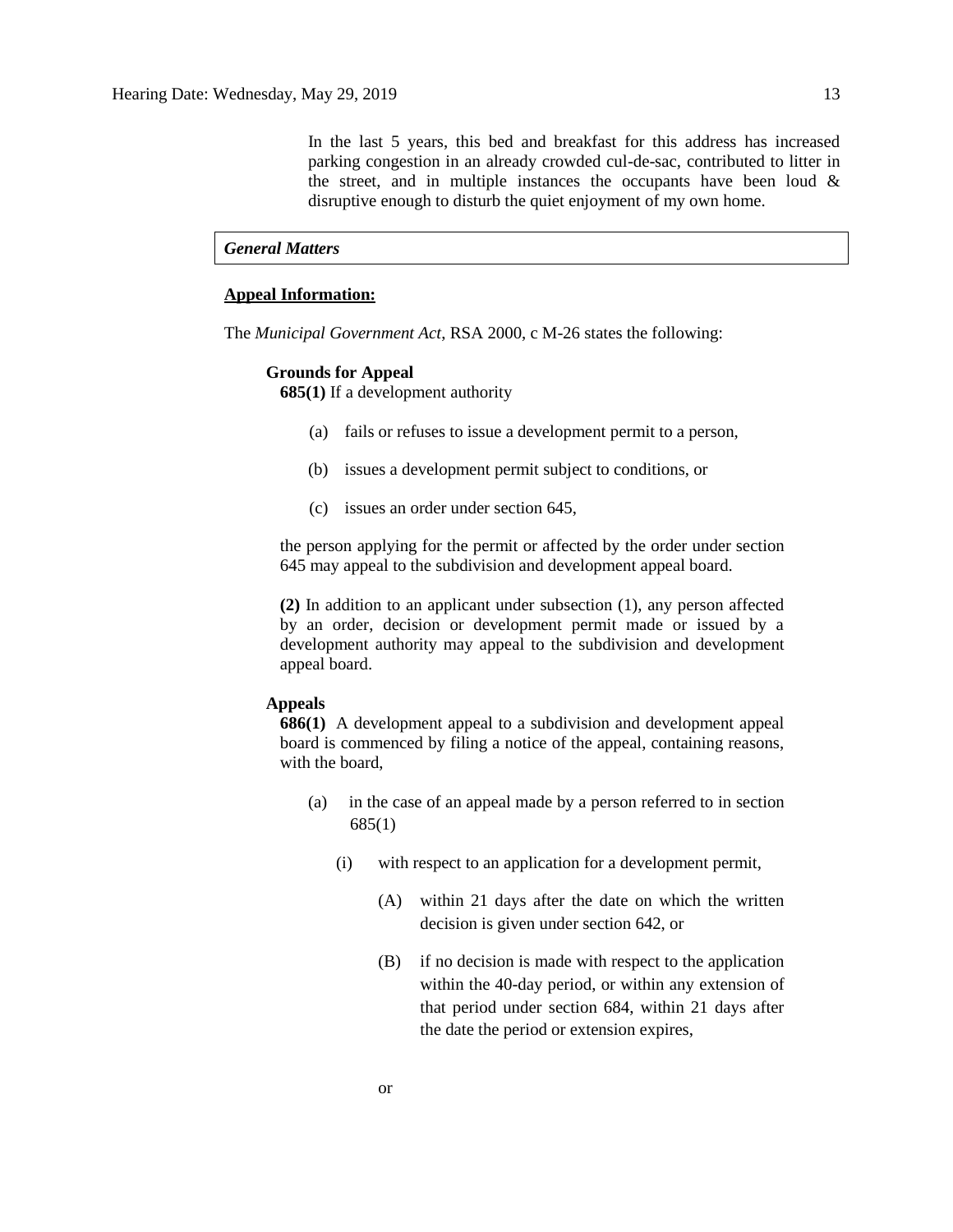> In the last 5 years, this bed and breakfast for this address has increased parking congestion in an already crowded cul-de-sac, contributed to litter in the street, and in multiple instances the occupants have been loud & disruptive enough to disturb the quiet enjoyment of my own home.

### *General Matters*

**Appeal Information:**

The *Municipal Government Act*, RSA 2000, c M-26 states the following:

**Grounds for Appeal**

**685(1)** If a development authority

(a) fails or refuses to issue a development permit to a person,

(b) issues a development permit subject to conditions, or

(c) issues an order under section 645,

the person applying for the permit or affected by the order under section 645 may appeal to the subdivision and development appeal board.

**(2)** In addition to an applicant under subsection (1), any person affected by an order, decision or development permit made or issued by a development authority may appeal to the subdivision and development appeal board.

**Appeals**

**686(1)** A development appeal to a subdivision and development appeal board is commenced by filing a notice of the appeal, containing reasons, with the board,

(a) in the case of an appeal made by a person referred to in section 685(1)

(i) with respect to an application for a development permit,

(A) within 21 days after the date on which the written decision is given under section 642, or

(B) if no decision is made with respect to the application within the 40-day period, or within any extension of that period under section 684, within 21 days after the date the period or extension expires,

or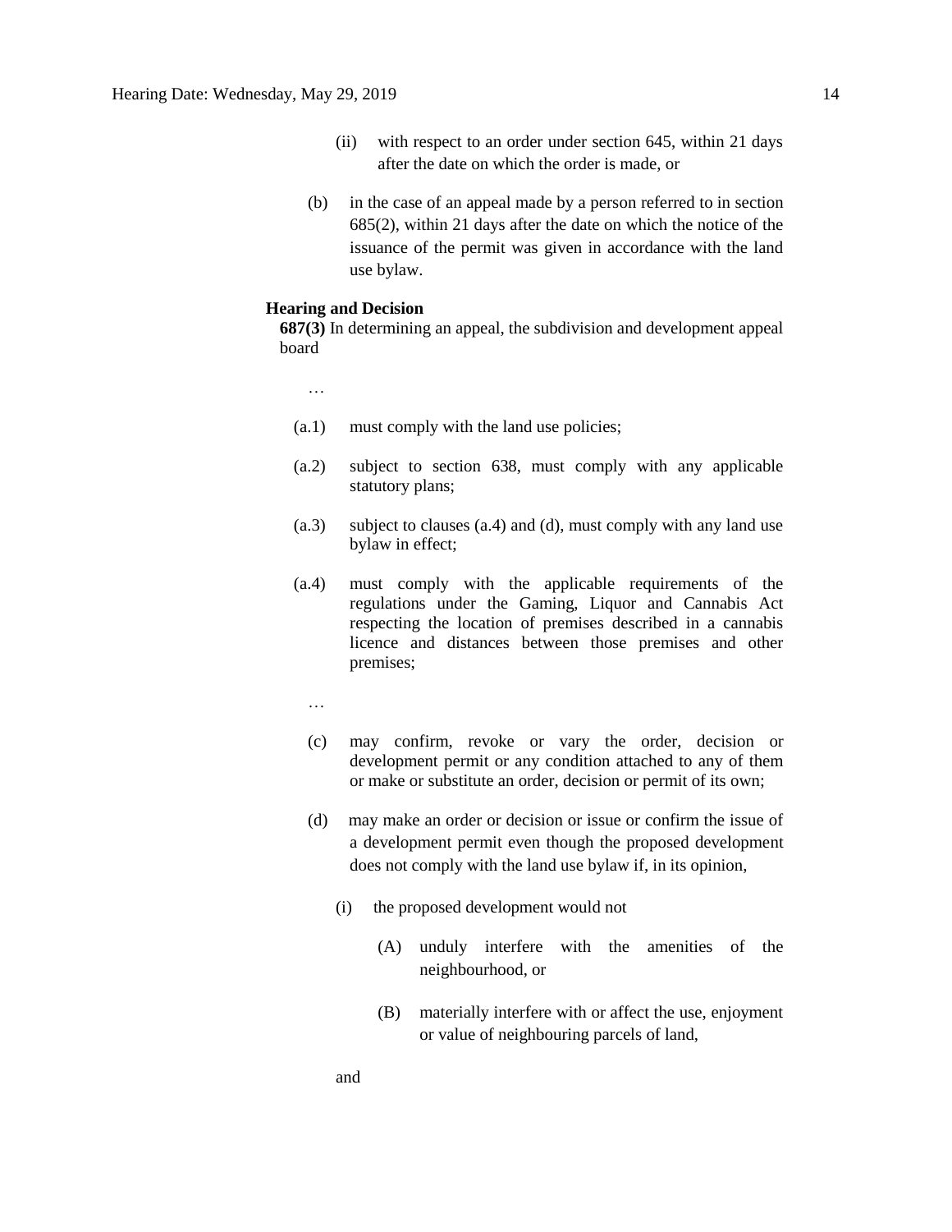(ii) with respect to an order under section 645, within 21 days after the date on which the order is made, or

(b) in the case of an appeal made by a person referred to in section 685(2), within 21 days after the date on which the notice of the issuance of the permit was given in accordance with the land use bylaw.

**Hearing and Decision**

**687(3)** In determining an appeal, the subdivision and development appeal board

…

(a.1) must comply with the land use policies;

(a.2) subject to section 638, must comply with any applicable statutory plans;

(a.3) subject to clauses (a.4) and (d), must comply with any land use bylaw in effect;

(a.4) must comply with the applicable requirements of the regulations under the Gaming, Liquor and Cannabis Act respecting the location of premises described in a cannabis licence and distances between those premises and other premises;

…

(c) may confirm, revoke or vary the order, decision or development permit or any condition attached to any of them or make or substitute an order, decision or permit of its own;

(d) may make an order or decision or issue or confirm the issue of a development permit even though the proposed development does not comply with the land use bylaw if, in its opinion,

(i) the proposed development would not

(A) unduly interfere with the amenities of the neighbourhood, or

(B) materially interfere with or affect the use, enjoyment or value of neighbouring parcels of land,

and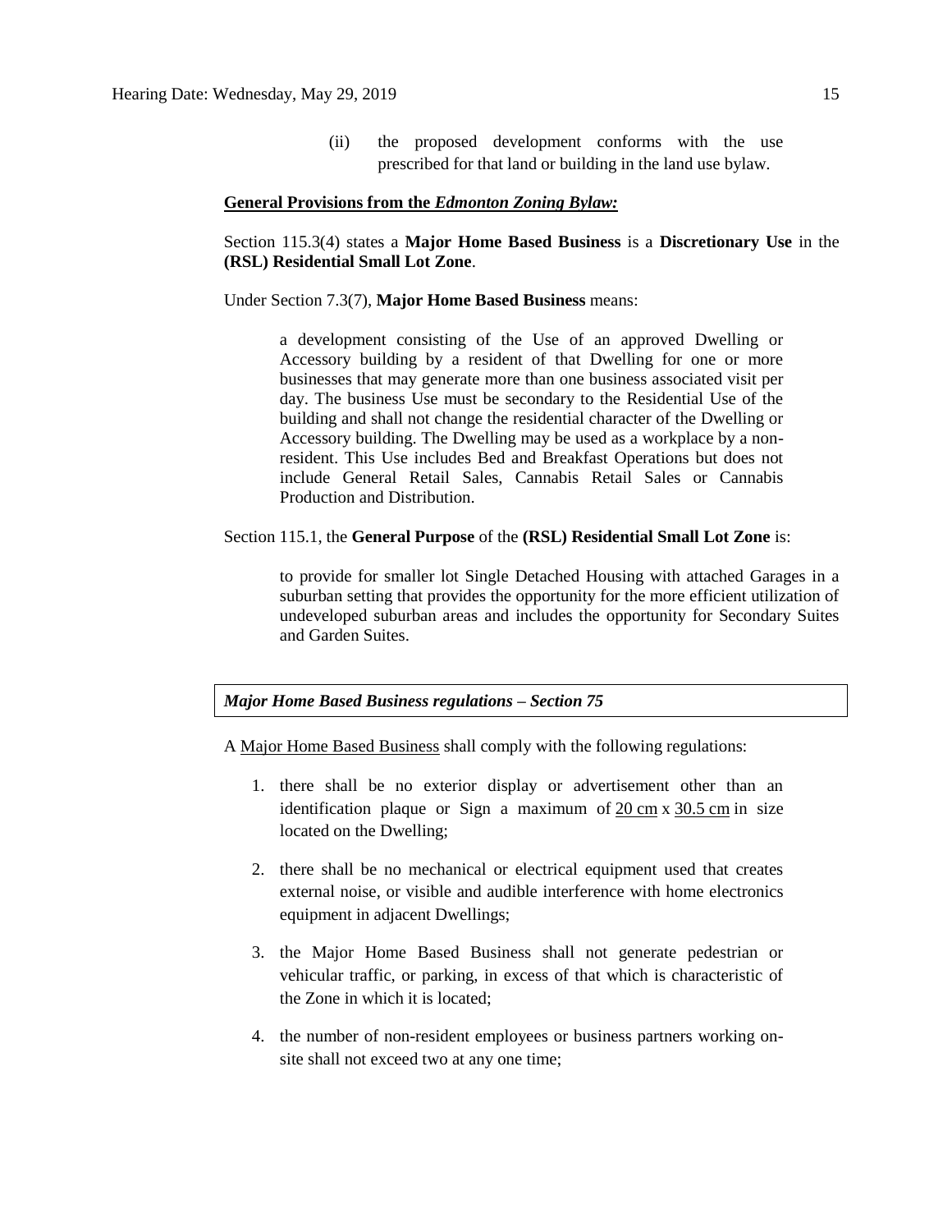(ii) the proposed development conforms with the use prescribed for that land or building in the land use bylaw.

**General Provisions from the *Edmonton Zoning Bylaw:***

Section 115.3(4) states a **Major Home Based Business** is a **Discretionary Use** in the **(RSL) Residential Small Lot Zone**.

Under Section 7.3(7), **Major Home Based Business** means:

> a development consisting of the Use of an approved Dwelling or Accessory building by a resident of that Dwelling for one or more businesses that may generate more than one business associated visit per day. The business Use must be secondary to the Residential Use of the building and shall not change the residential character of the Dwelling or Accessory building. The Dwelling may be used as a workplace by a non-resident. This Use includes Bed and Breakfast Operations but does not include General Retail Sales, Cannabis Retail Sales or Cannabis Production and Distribution.

Section 115.1, the **General Purpose** of the **(RSL) Residential Small Lot Zone** is:

> to provide for smaller lot Single Detached Housing with attached Garages in a suburban setting that provides the opportunity for the more efficient utilization of undeveloped suburban areas and includes the opportunity for Secondary Suites and Garden Suites.

***Major Home Based Business regulations – Section 75***

A Major Home Based Business shall comply with the following regulations:

1. there shall be no exterior display or advertisement other than an identification plaque or Sign a maximum of 20 cm x 30.5 cm in size located on the Dwelling;
2. there shall be no mechanical or electrical equipment used that creates external noise, or visible and audible interference with home electronics equipment in adjacent Dwellings;
3. the Major Home Based Business shall not generate pedestrian or vehicular traffic, or parking, in excess of that which is characteristic of the Zone in which it is located;
4. the number of non-resident employees or business partners working on-site shall not exceed two at any one time;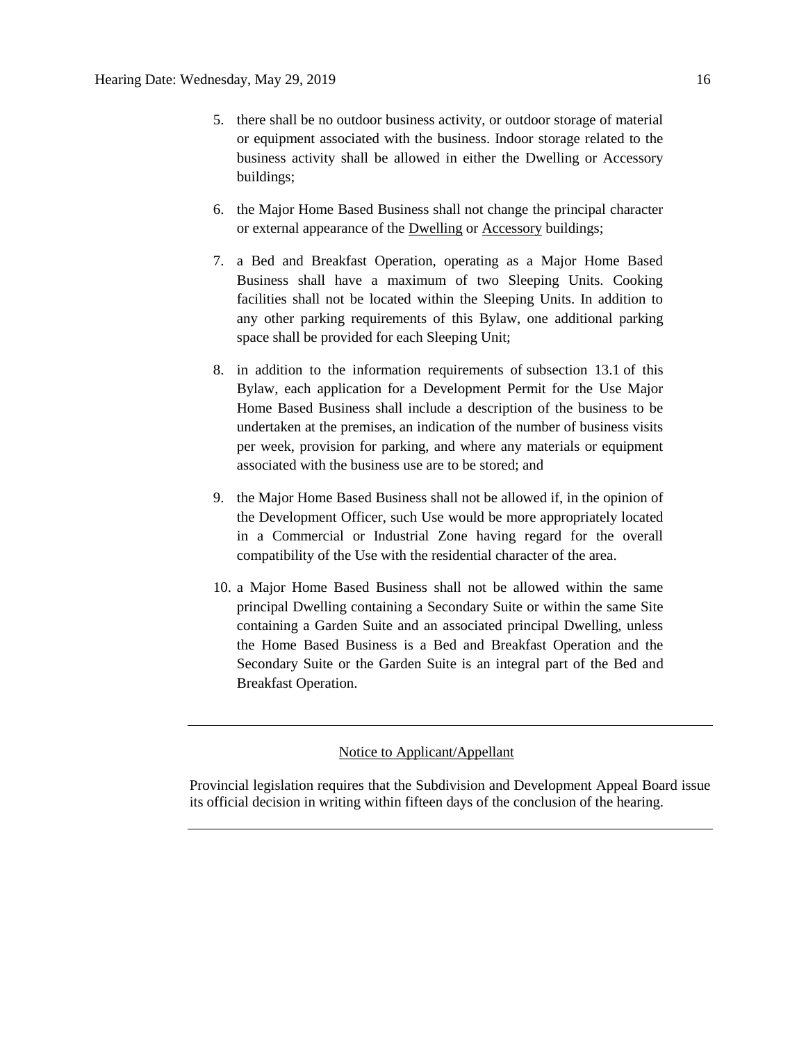5. there shall be no outdoor business activity, or outdoor storage of material or equipment associated with the business. Indoor storage related to the business activity shall be allowed in either the Dwelling or Accessory buildings;

6. the Major Home Based Business shall not change the principal character or external appearance of the Dwelling or Accessory buildings;

7. a Bed and Breakfast Operation, operating as a Major Home Based Business shall have a maximum of two Sleeping Units. Cooking facilities shall not be located within the Sleeping Units. In addition to any other parking requirements of this Bylaw, one additional parking space shall be provided for each Sleeping Unit;

8. in addition to the information requirements of subsection 13.1 of this Bylaw, each application for a Development Permit for the Use Major Home Based Business shall include a description of the business to be undertaken at the premises, an indication of the number of business visits per week, provision for parking, and where any materials or equipment associated with the business use are to be stored; and

9. the Major Home Based Business shall not be allowed if, in the opinion of the Development Officer, such Use would be more appropriately located in a Commercial or Industrial Zone having regard for the overall compatibility of the Use with the residential character of the area.

10. a Major Home Based Business shall not be allowed within the same principal Dwelling containing a Secondary Suite or within the same Site containing a Garden Suite and an associated principal Dwelling, unless the Home Based Business is a Bed and Breakfast Operation and the Secondary Suite or the Garden Suite is an integral part of the Bed and Breakfast Operation.

---

Notice to Applicant/Appellant

Provincial legislation requires that the Subdivision and Development Appeal Board issue its official decision in writing within fifteen days of the conclusion of the hearing.

---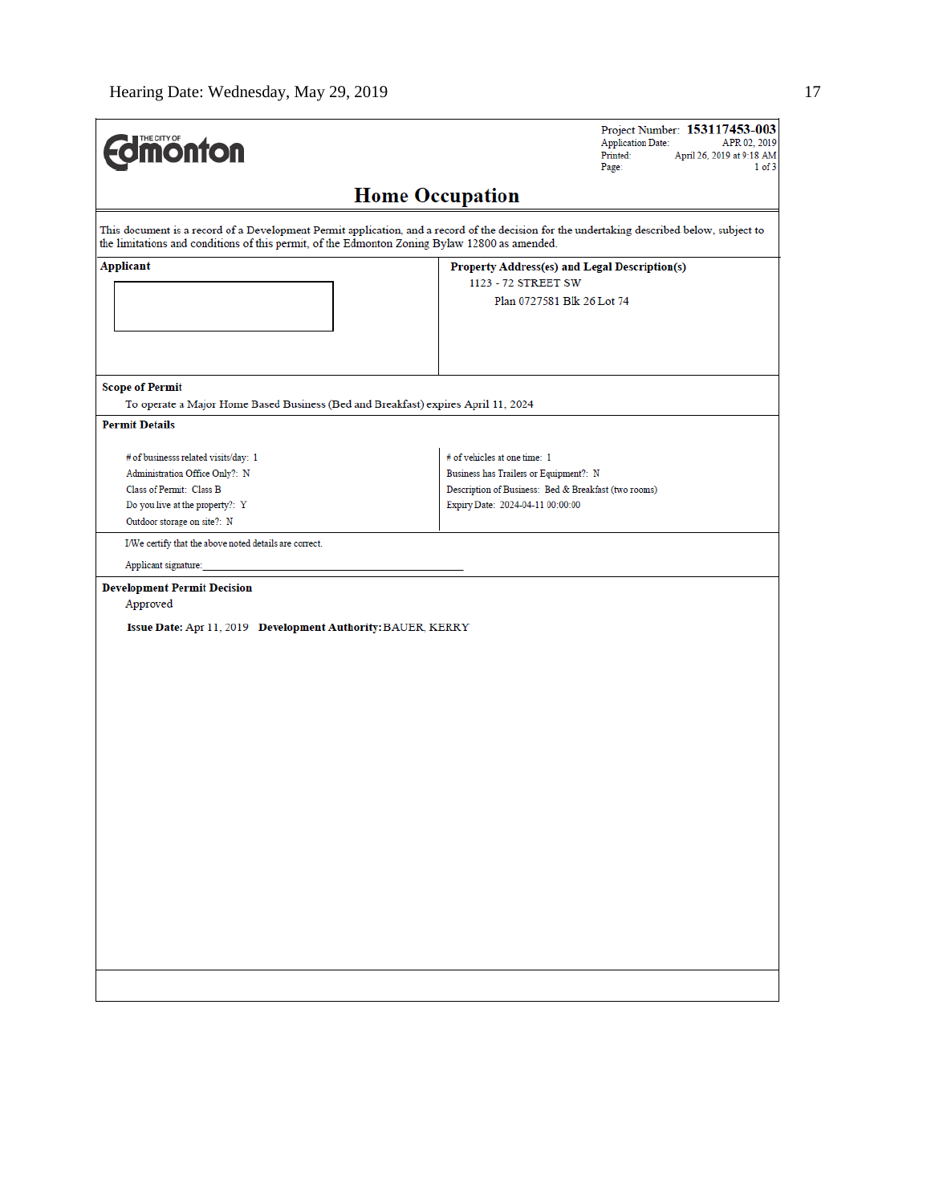Hearing Date: Wednesday, May 29, 2019

THE CITY OF Edmonton

Project Number: **153117453-003**
Application Date: APR 02, 2019
Printed: April 26, 2019 at 9:18 AM
Page: 1 of 3

# Home Occupation

This document is a record of a Development Permit application, and a record of the decision for the undertaking described below, subject to the limitations and conditions of this permit, of the Edmonton Zoning Bylaw 12800 as amended.

**Applicant**

**Property Address(es) and Legal Description(s)**

1123 - 72 STREET SW

Plan 0727581 Blk 26 Lot 74

**Scope of Permit**

To operate a Major Home Based Business (Bed and Breakfast) expires April 11, 2024

**Permit Details**

# of businesss related visits/day: 1
Administration Office Only?: N
Class of Permit: Class B
Do you live at the property?: Y
Outdoor storage on site?: N

# of vehicles at one time: 1
Business has Trailers or Equipment?: N
Description of Business: Bed & Breakfast (two rooms)
Expiry Date: 2024-04-11 00:00:00

I/We certify that the above noted details are correct.

Applicant signature:

**Development Permit Decision**

Approved

**Issue Date:** Apr 11, 2019 **Development Authority:** BAUER, KERRY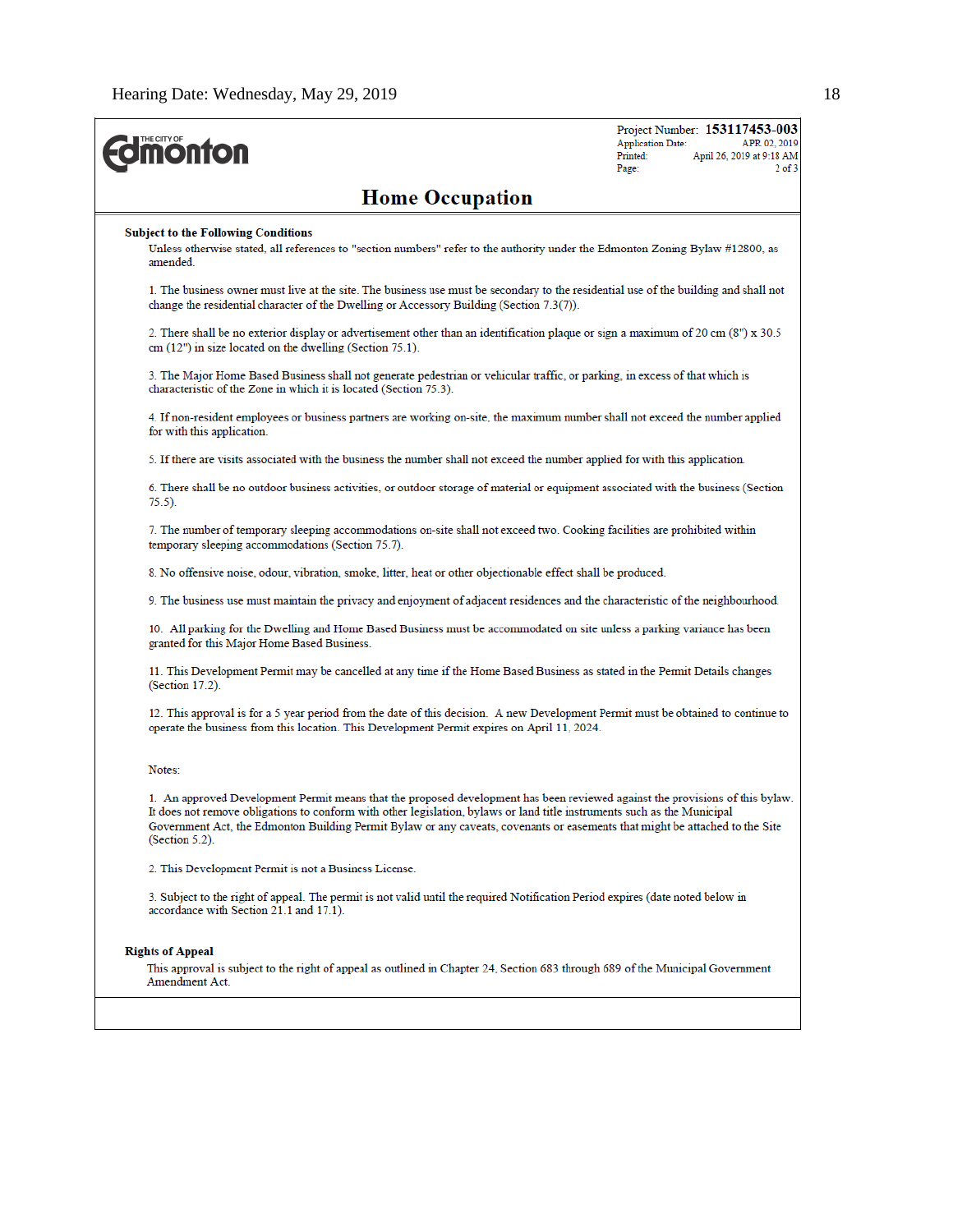Edmonton

Project Number: **153117453-003**
Application Date: APR 02, 2019
Printed: April 26, 2019 at 9:18 AM

# Home Occupation

**Subject to the Following Conditions**

Unless otherwise stated, all references to "section numbers" refer to the authority under the Edmonton Zoning Bylaw #12800, as amended.

1. The business owner must live at the site. The business use must be secondary to the residential use of the building and shall not change the residential character of the Dwelling or Accessory Building (Section 7.3(7)).

2. There shall be no exterior display or advertisement other than an identification plaque or sign a maximum of 20 cm (8") x 30.5 cm (12") in size located on the dwelling (Section 75.1).

3. The Major Home Based Business shall not generate pedestrian or vehicular traffic, or parking, in excess of that which is characteristic of the Zone in which it is located (Section 75.3).

4. If non-resident employees or business partners are working on-site, the maximum number shall not exceed the number applied for with this application.

5. If there are visits associated with the business the number shall not exceed the number applied for with this application.

6. There shall be no outdoor business activities, or outdoor storage of material or equipment associated with the business (Section 75.5).

7. The number of temporary sleeping accommodations on-site shall not exceed two. Cooking facilities are prohibited within temporary sleeping accommodations (Section 75.7).

8. No offensive noise, odour, vibration, smoke, litter, heat or other objectionable effect shall be produced.

9. The business use must maintain the privacy and enjoyment of adjacent residences and the characteristic of the neighbourhood.

10. All parking for the Dwelling and Home Based Business must be accommodated on site unless a parking variance has been granted for this Major Home Based Business.

11. This Development Permit may be cancelled at any time if the Home Based Business as stated in the Permit Details changes (Section 17.2).

12. This approval is for a 5 year period from the date of this decision. A new Development Permit must be obtained to continue to operate the business from this location. This Development Permit expires on April 11, 2024.

Notes:

1. An approved Development Permit means that the proposed development has been reviewed against the provisions of this bylaw. It does not remove obligations to conform with other legislation, bylaws or land title instruments such as the Municipal Government Act, the Edmonton Building Permit Bylaw or any caveats, covenants or easements that might be attached to the Site (Section 5.2).

2. This Development Permit is not a Business License.

3. Subject to the right of appeal. The permit is not valid until the required Notification Period expires (date noted below in accordance with Section 21.1 and 17.1).

**Rights of Appeal**

This approval is subject to the right of appeal as outlined in Chapter 24, Section 683 through 689 of the Municipal Government Amendment Act.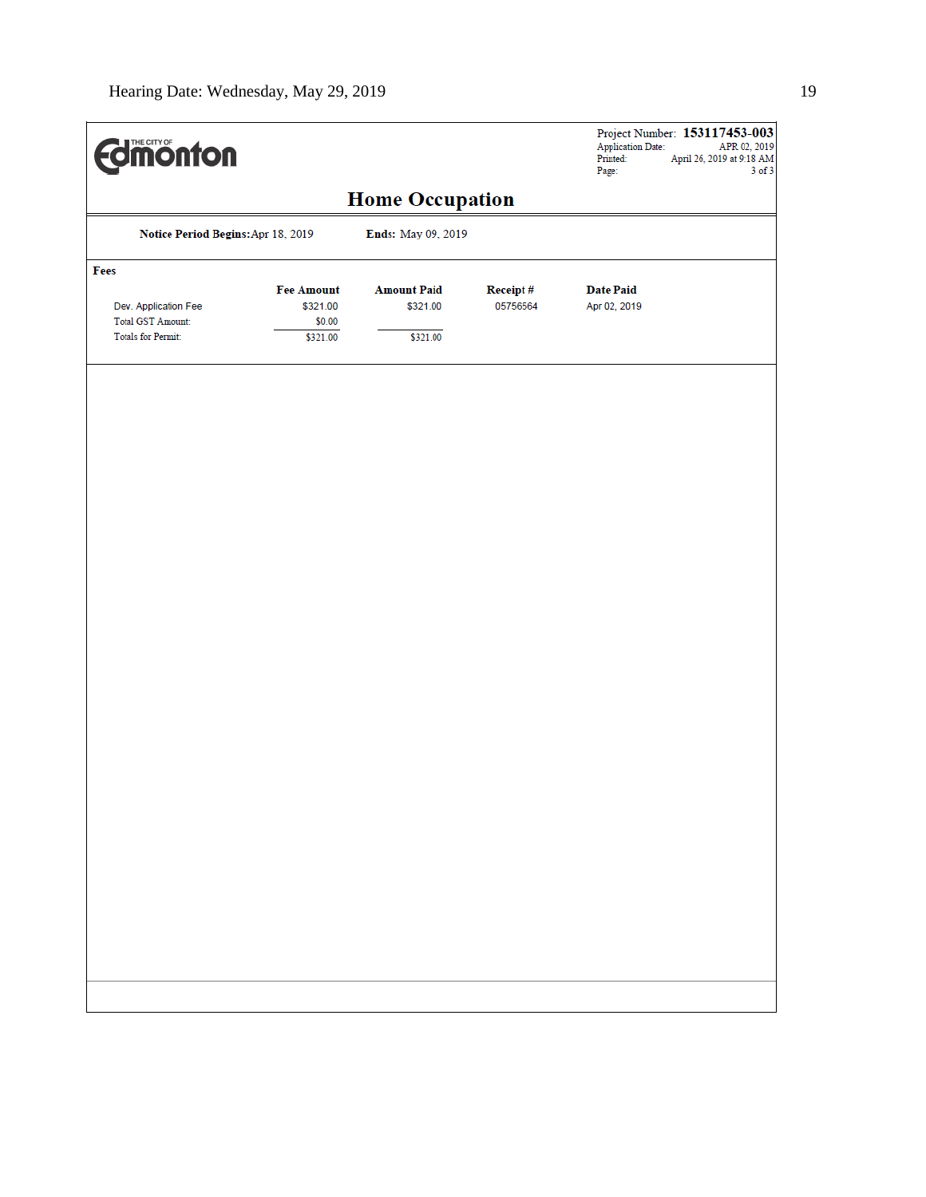Hearing Date: Wednesday, May 29, 2019

THE CITY OF Edmonton

Project Number: **153117453-003**
Application Date: APR 02, 2019
Printed: April 26, 2019 at 9:18 AM
Page: 3 of 3

# Home Occupation

**Notice Period Begins:** Apr 18, 2019 **Ends:** May 09, 2019

**Fees**

| | Fee Amount | Amount Paid | Receipt # | Date Paid |
|---|---|---|---|---|
| Dev. Application Fee | $321.00 | $321.00 | 05756564 | Apr 02, 2019 |
| Total GST Amount: | $0.00 | | | |
| Totals for Permit: | $321.00 | $321.00 | | |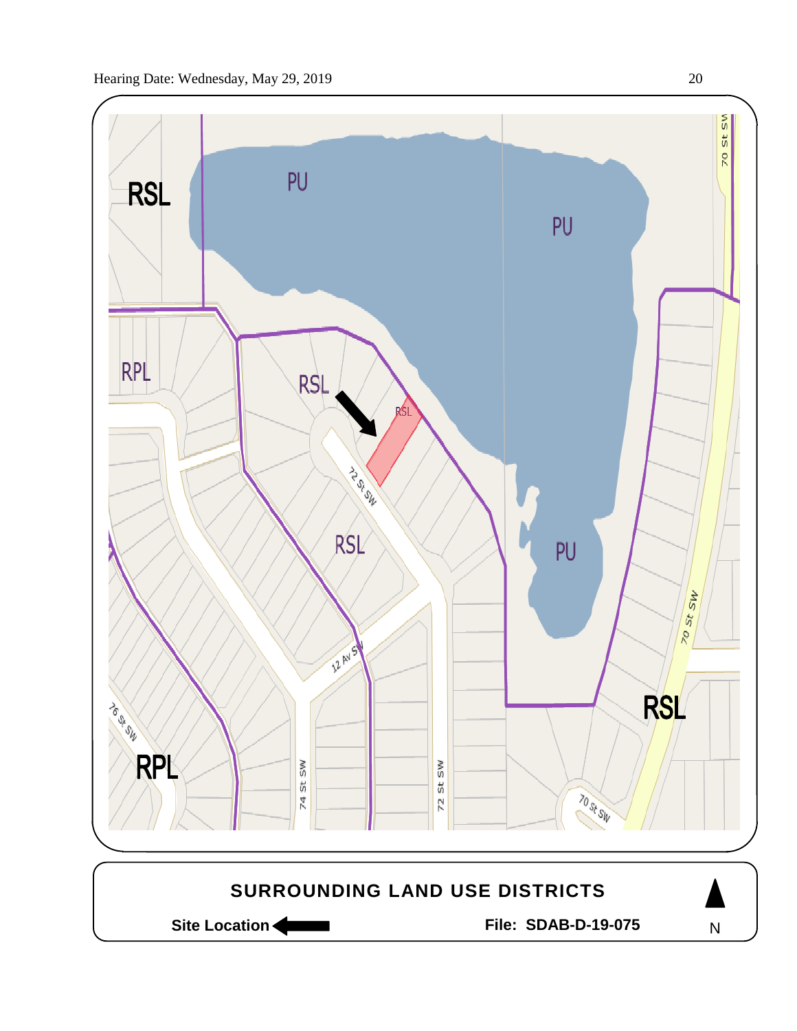RSL

PU

PU

RPL

RSL

RSL

72 St SW

RSL

PU

70 St SW

12 Av SW

76 St SW

RPL

74 St SW

72 St SW

RSL

70 St SW

70 St SW

**SURROUNDING LAND USE DISTRICTS**

**Site Location** ←

**File: SDAB-D-19-075**

N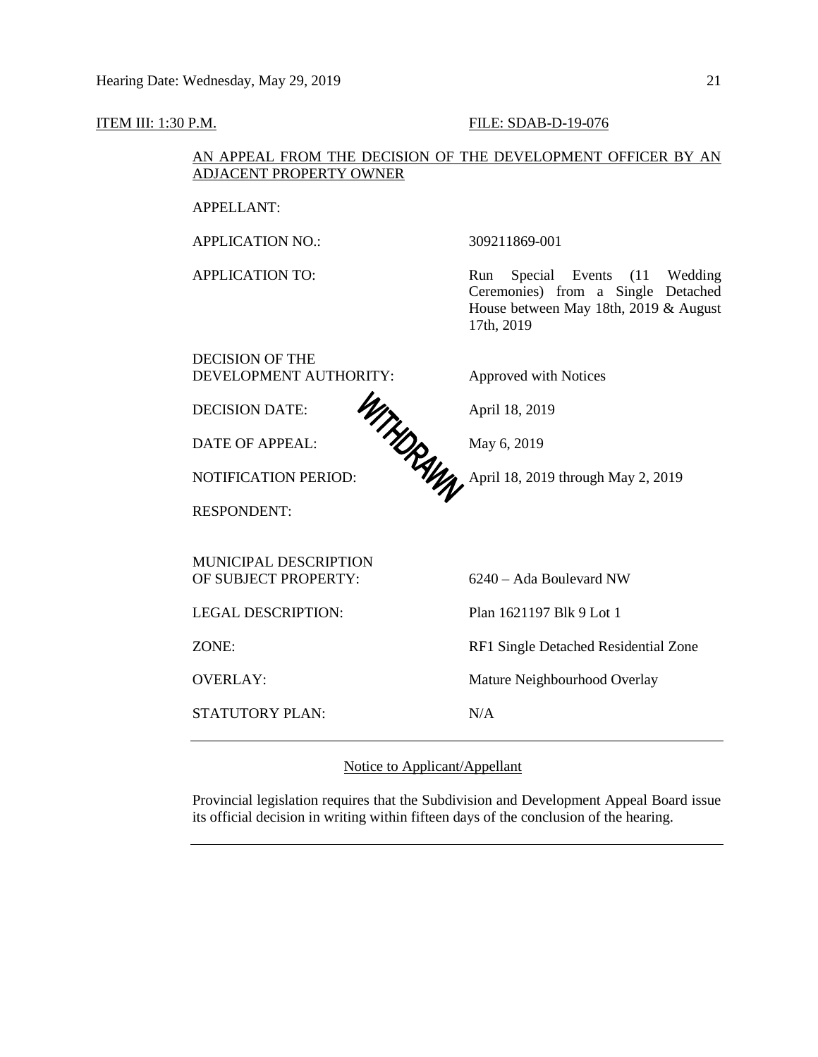ITEM III: 1:30 P.M. FILE: SDAB-D-19-076

AN APPEAL FROM THE DECISION OF THE DEVELOPMENT OFFICER BY AN ADJACENT PROPERTY OWNER

| | |
|---|---|
| APPELLANT: | |
| APPLICATION NO.: | 309211869-001 |
| APPLICATION TO: | Run Special Events (11 Wedding Ceremonies) from a Single Detached House between May 18th, 2019 & August 17th, 2019 |
| DECISION OF THE DEVELOPMENT AUTHORITY: | Approved with Notices |
| DECISION DATE: | April 18, 2019 |
| DATE OF APPEAL: | May 6, 2019 |
| NOTIFICATION PERIOD: | April 18, 2019 through May 2, 2019 |
| RESPONDENT: | |
| MUNICIPAL DESCRIPTION OF SUBJECT PROPERTY: | 6240 – Ada Boulevard NW |
| LEGAL DESCRIPTION: | Plan 1621197 Blk 9 Lot 1 |
| ZONE: | RF1 Single Detached Residential Zone |
| OVERLAY: | Mature Neighbourhood Overlay |
| STATUTORY PLAN: | N/A |

WITHDRAWN

---

Notice to Applicant/Appellant

Provincial legislation requires that the Subdivision and Development Appeal Board issue its official decision in writing within fifteen days of the conclusion of the hearing.

---